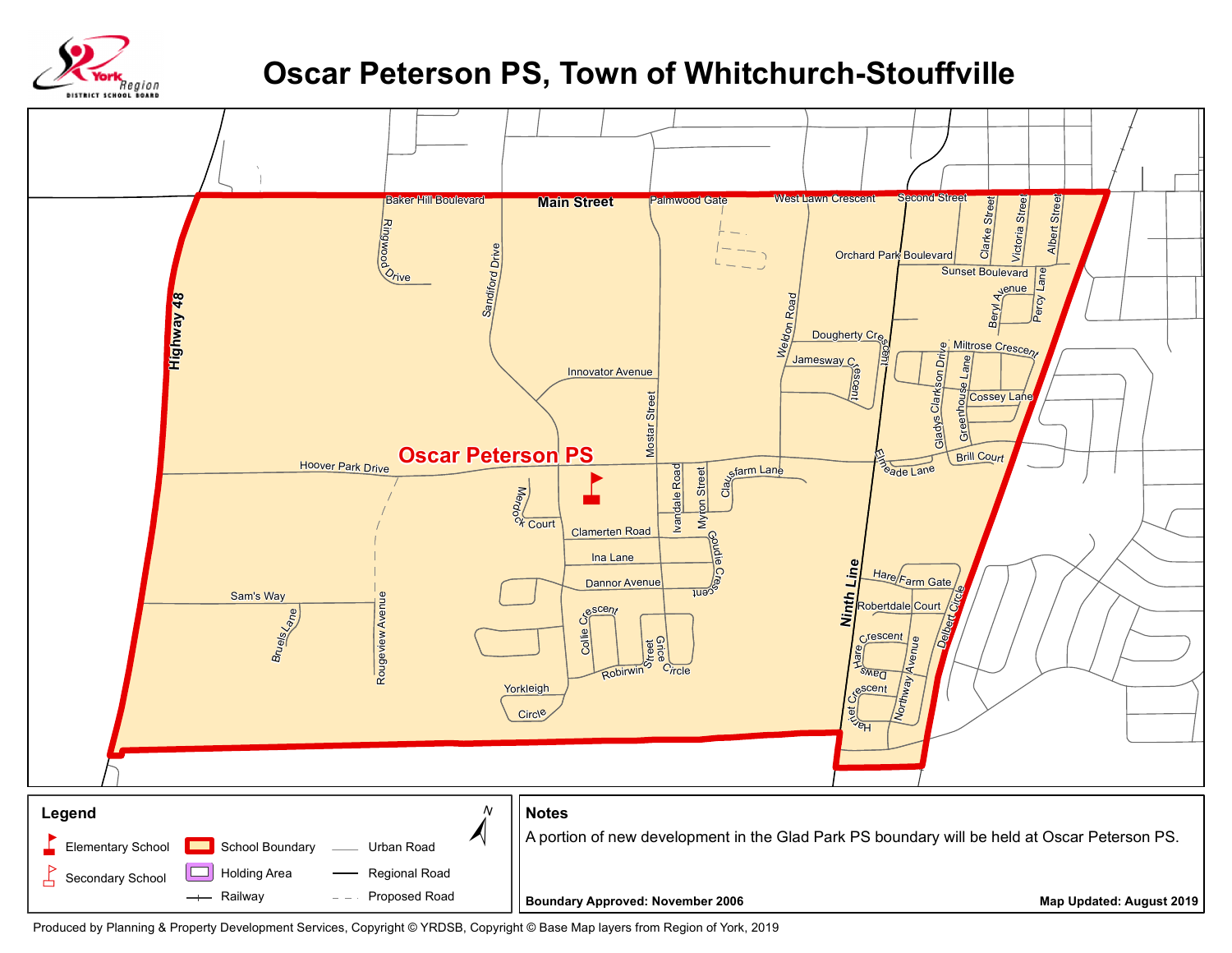# Oscar Peterson PS, Town of Whitchurch-Stouffville

York Region District School Board

Oscar Peterson PS

Main Street, Baker Hill Boulevard, Palmwood Gate, West Lawn Crescent, Second Street, Clarke Street, Victoria Street, Albert Street, Orchard Park Boulevard, Sunset Boulevard, Beryl Avenue, Percy Lane, Ringwood Drive, Sandiford Drive, Weldon Road, Dougherty Crescent, Jamesway Crescent, Miltrose Crescent, Gladys Clarkson Drive, Greenhouse Lane, Cossey Lane, Brill Court, Elmeade Lane, Highway 48, Innovator Avenue, Mostar Street, Hoover Park Drive, Clausfarm Lane, Ivandale Road, Myron Street, Merdock Court, Clamerten Road, Goudie Crescent, Ina Lane, Dannor Avenue, Sam's Way, Bruels Lane, Rougeview Avenue, Collie Crescent, Grice Street, Circle, Robirwin, Yorkleigh Circle, Ninth Line, Hare Farm Gate, Robertdale Court, Delbert Circle, Hare Crescent, Northway Avenue, Daws, Harriet Crescent

## Legend

- Elementary School
- Secondary School
- Railway
- School Boundary
- Holding Area
- Urban Road
- Regional Road
- Proposed Road

## Notes

A portion of new development in the Glad Park PS boundary will be held at Oscar Peterson PS.

**Boundary Approved: November 2006**

**Map Updated: August 2019**

Produced by Planning & Property Development Services, Copyright © YRDSB, Copyright © Base Map layers from Region of York, 2019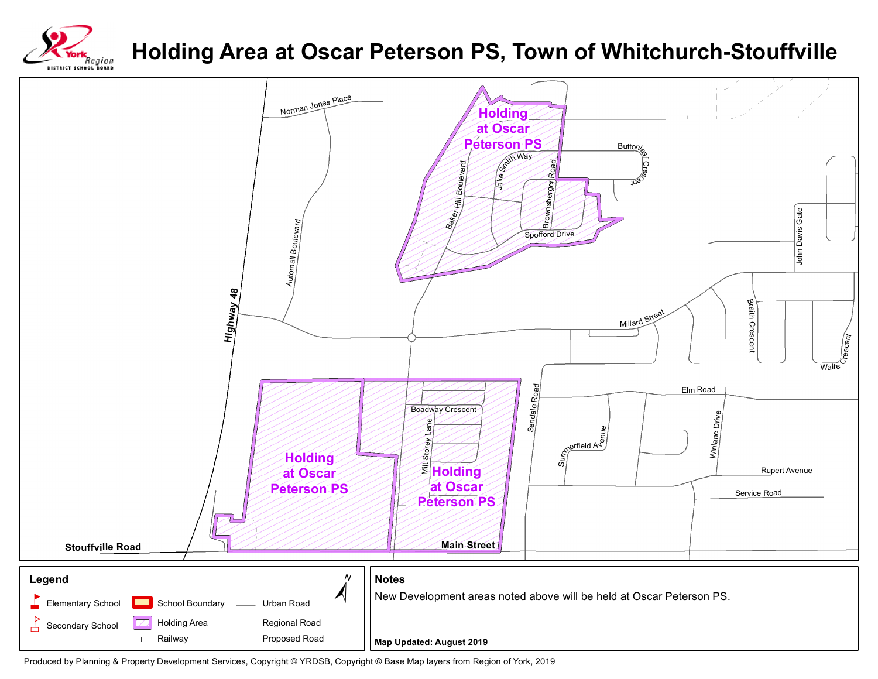# Holding Area at Oscar Peterson PS, Town of Whitchurch-Stouffville

York Region District School Board

Norman Jones Place
Highway 48
Automall Boulevard
Holding at Oscar Peterson PS
Baker Hill Boulevard
Jake Smith Way
Brownsberger Road
Buttonleaf Crescent
Spofford Drive
John Davis Gate
Millard Street
Braith Crescent
Waite Crescent
Elm Road
Sandale Road
Boadway Crescent
Milt Storey Lane
Holding at Oscar Peterson PS
Holding at Oscar Peterson PS
Summerfield Avenue
Winlane Drive
Rupert Avenue
Service Road
Stouffville Road
Main Street

**Legend**

- Elementary School
- Secondary School
- School Boundary
- Holding Area
- Railway
- Urban Road
- Regional Road
- Proposed Road

N

**Notes**

New Development areas noted above will be held at Oscar Peterson PS.

**Map Updated: August 2019**

Produced by Planning & Property Development Services, Copyright © YRDSB, Copyright © Base Map layers from Region of York, 2019